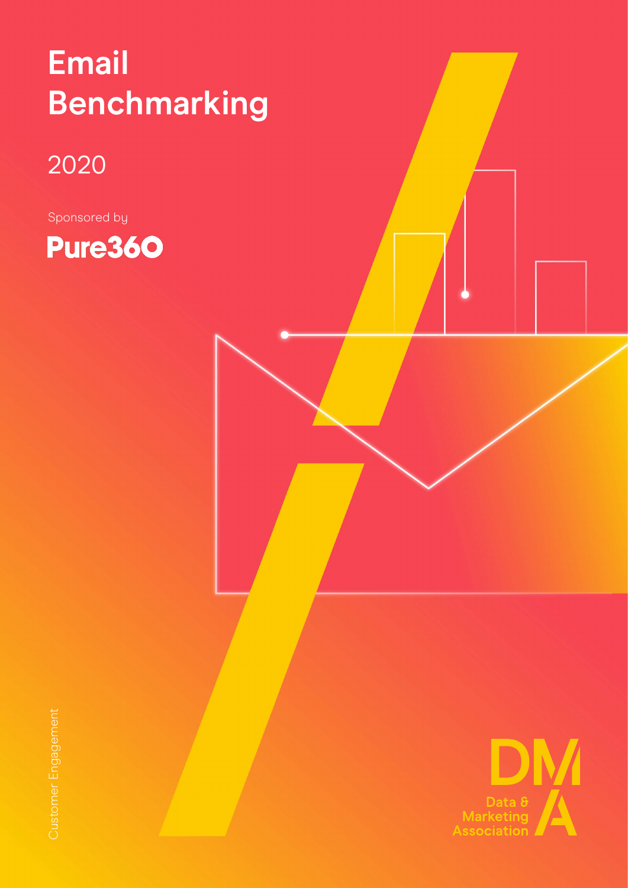# Email Benchmarking

2020

Sponsored by

Pure360

Customer Engagement

DMA

Data & Marketing Association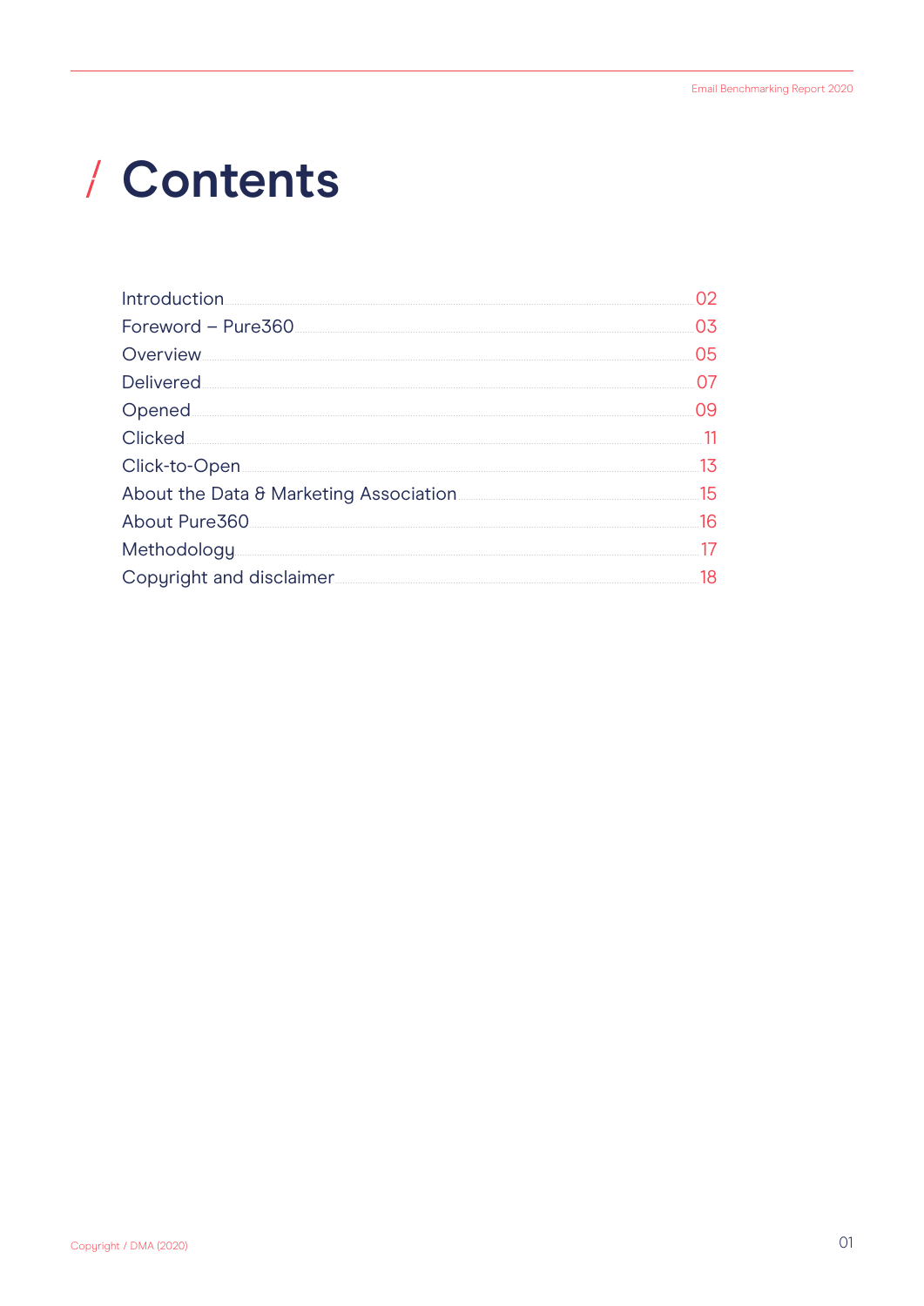# / Contents

| | |
|---|---|
| Introduction | 02 |
| Foreword – Pure360 | 03 |
| Overview | 05 |
| Delivered | 07 |
| Opened | 09 |
| Clicked | 11 |
| Click-to-Open | 13 |
| About the Data & Marketing Association | 15 |
| About Pure360 | 16 |
| Methodology | 17 |
| Copyright and disclaimer | 18 |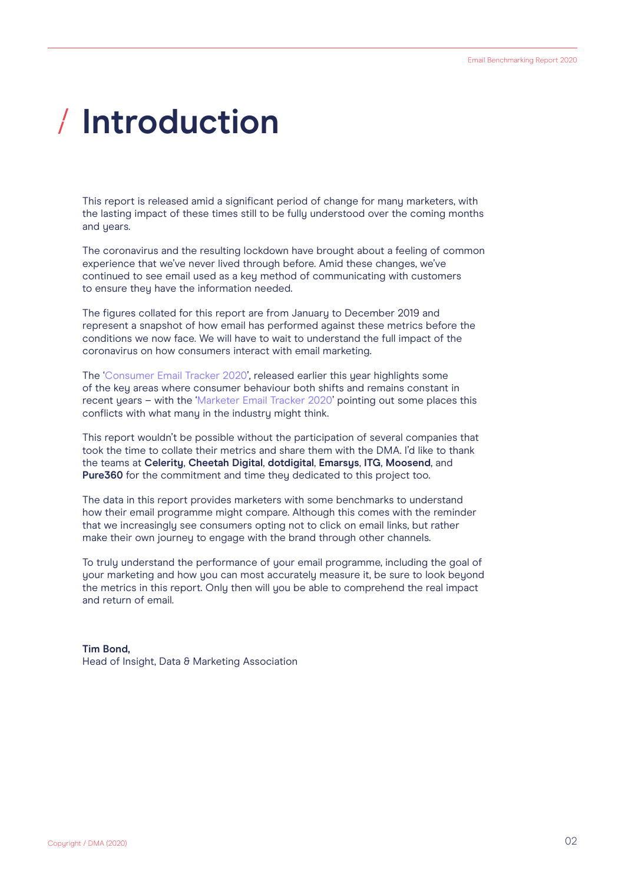# / Introduction

This report is released amid a significant period of change for many marketers, with the lasting impact of these times still to be fully understood over the coming months and years.

The coronavirus and the resulting lockdown have brought about a feeling of common experience that we've never lived through before. Amid these changes, we've continued to see email used as a key method of communicating with customers to ensure they have the information needed.

The figures collated for this report are from January to December 2019 and represent a snapshot of how email has performed against these metrics before the conditions we now face. We will have to wait to understand the full impact of the coronavirus on how consumers interact with email marketing.

The 'Consumer Email Tracker 2020', released earlier this year highlights some of the key areas where consumer behaviour both shifts and remains constant in recent years – with the 'Marketer Email Tracker 2020' pointing out some places this conflicts with what many in the industry might think.

This report wouldn't be possible without the participation of several companies that took the time to collate their metrics and share them with the DMA. I'd like to thank the teams at **Celerity**, **Cheetah Digital**, **dotdigital**, **Emarsys**, **ITG**, **Moosend**, and **Pure360** for the commitment and time they dedicated to this project too.

The data in this report provides marketers with some benchmarks to understand how their email programme might compare. Although this comes with the reminder that we increasingly see consumers opting not to click on email links, but rather make their own journey to engage with the brand through other channels.

To truly understand the performance of your email programme, including the goal of your marketing and how you can most accurately measure it, be sure to look beyond the metrics in this report. Only then will you be able to comprehend the real impact and return of email.

**Tim Bond,**
Head of Insight, Data & Marketing Association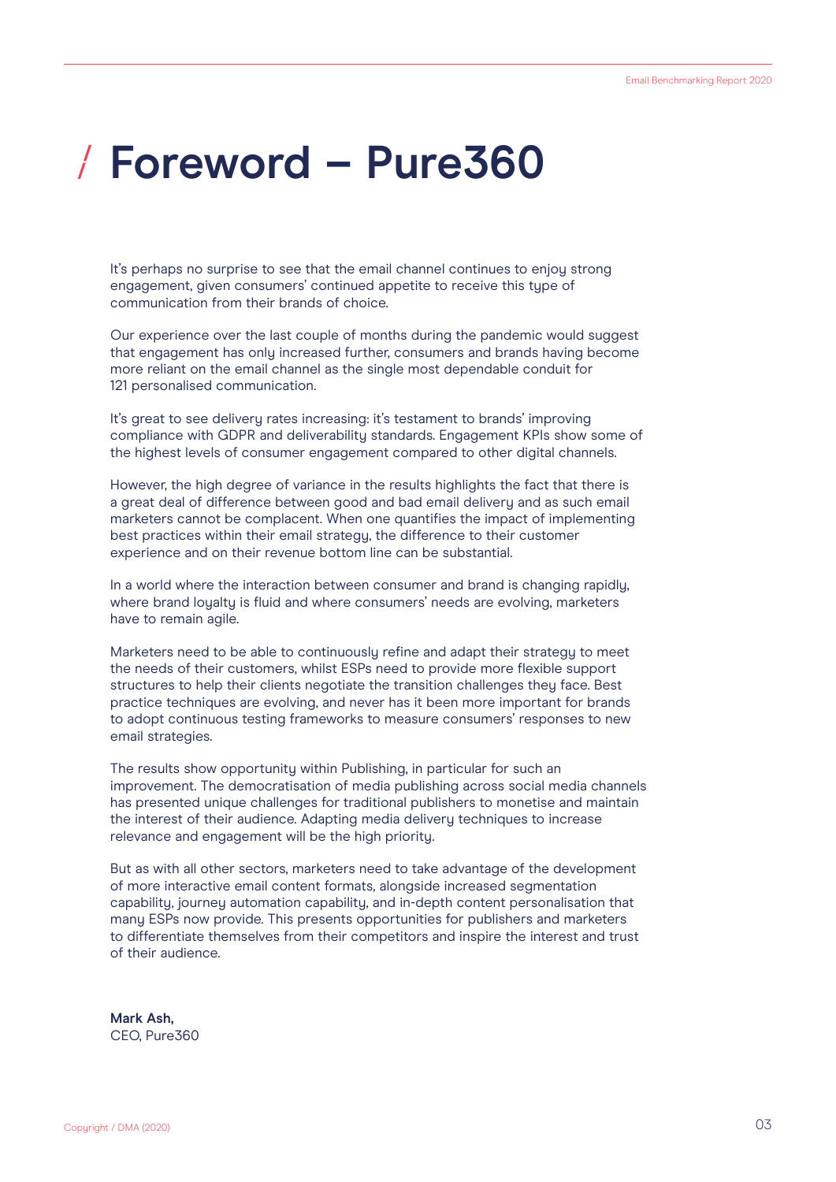# / Foreword – Pure360

It's perhaps no surprise to see that the email channel continues to enjoy strong engagement, given consumers' continued appetite to receive this type of communication from their brands of choice.

Our experience over the last couple of months during the pandemic would suggest that engagement has only increased further, consumers and brands having become more reliant on the email channel as the single most dependable conduit for 121 personalised communication.

It's great to see delivery rates increasing: it's testament to brands' improving compliance with GDPR and deliverability standards. Engagement KPIs show some of the highest levels of consumer engagement compared to other digital channels.

However, the high degree of variance in the results highlights the fact that there is a great deal of difference between good and bad email delivery and as such email marketers cannot be complacent. When one quantifies the impact of implementing best practices within their email strategy, the difference to their customer experience and on their revenue bottom line can be substantial.

In a world where the interaction between consumer and brand is changing rapidly, where brand loyalty is fluid and where consumers' needs are evolving, marketers have to remain agile.

Marketers need to be able to continuously refine and adapt their strategy to meet the needs of their customers, whilst ESPs need to provide more flexible support structures to help their clients negotiate the transition challenges they face. Best practice techniques are evolving, and never has it been more important for brands to adopt continuous testing frameworks to measure consumers' responses to new email strategies.

The results show opportunity within Publishing, in particular for such an improvement. The democratisation of media publishing across social media channels has presented unique challenges for traditional publishers to monetise and maintain the interest of their audience. Adapting media delivery techniques to increase relevance and engagement will be the high priority.

But as with all other sectors, marketers need to take advantage of the development of more interactive email content formats, alongside increased segmentation capability, journey automation capability, and in-depth content personalisation that many ESPs now provide. This presents opportunities for publishers and marketers to differentiate themselves from their competitors and inspire the interest and trust of their audience.

**Mark Ash,**
CEO, Pure360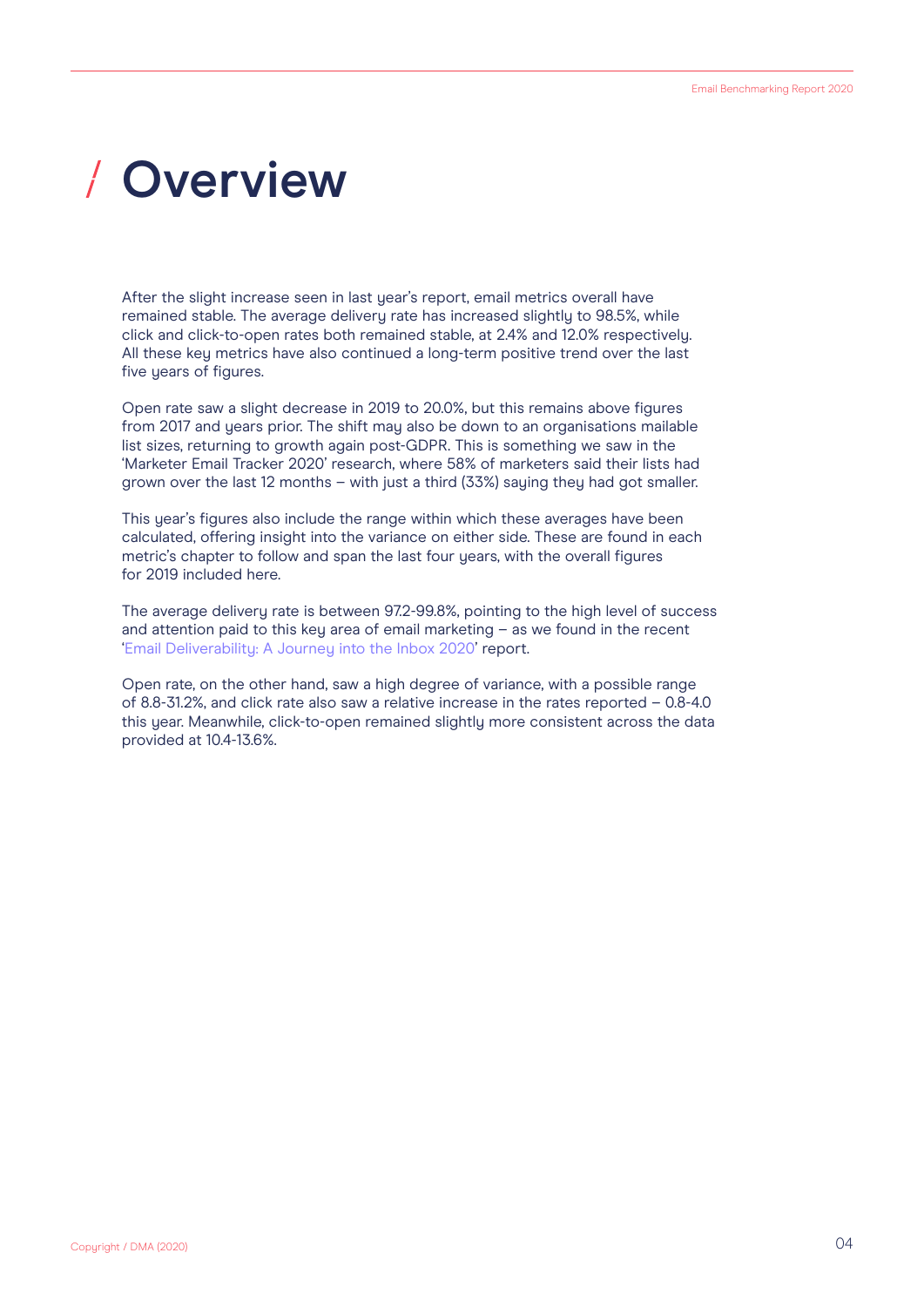# / Overview

After the slight increase seen in last year's report, email metrics overall have remained stable. The average delivery rate has increased slightly to 98.5%, while click and click-to-open rates both remained stable, at 2.4% and 12.0% respectively. All these key metrics have also continued a long-term positive trend over the last five years of figures.

Open rate saw a slight decrease in 2019 to 20.0%, but this remains above figures from 2017 and years prior. The shift may also be down to an organisations mailable list sizes, returning to growth again post-GDPR. This is something we saw in the 'Marketer Email Tracker 2020' research, where 58% of marketers said their lists had grown over the last 12 months – with just a third (33%) saying they had got smaller.

This year's figures also include the range within which these averages have been calculated, offering insight into the variance on either side. These are found in each metric's chapter to follow and span the last four years, with the overall figures for 2019 included here.

The average delivery rate is between 97.2-99.8%, pointing to the high level of success and attention paid to this key area of email marketing – as we found in the recent 'Email Deliverability: A Journey into the Inbox 2020' report.

Open rate, on the other hand, saw a high degree of variance, with a possible range of 8.8-31.2%, and click rate also saw a relative increase in the rates reported – 0.8-4.0 this year. Meanwhile, click-to-open remained slightly more consistent across the data provided at 10.4-13.6%.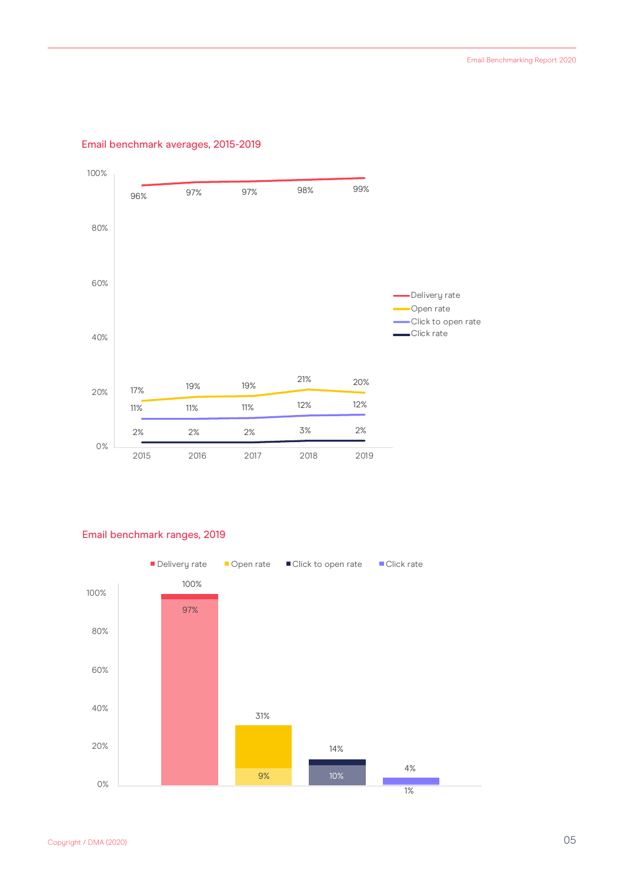## Email benchmark averages, 2015-2019

| | 2015 | 2016 | 2017 | 2018 | 2019 |
|---|---|---|---|---|---|
| Delivery rate | 96% | 97% | 97% | 98% | 99% |
| Open rate | 17% | 19% | 19% | 21% | 20% |
| Click to open rate | 11% | 11% | 11% | 12% | 12% |
| Click rate | 2% | 2% | 2% | 3% | 2% |

## Email benchmark ranges, 2019

| | Low | High |
|---|---|---|
| Delivery rate | 97% | 100% |
| Open rate | 9% | 31% |
| Click to open rate | 10% | 14% |
| Click rate | 1% | 4% |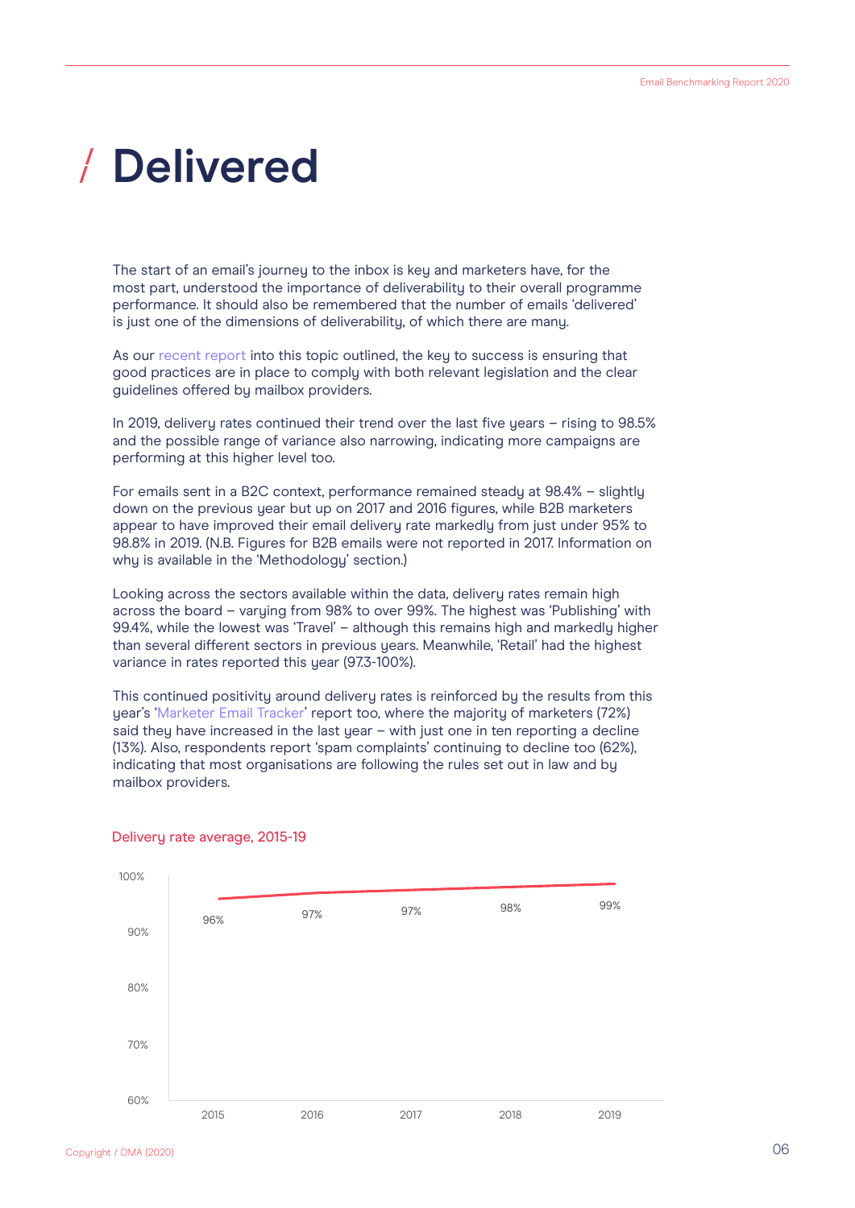# Delivered

The start of an email's journey to the inbox is key and marketers have, for the most part, understood the importance of deliverability to their overall programme performance. It should also be remembered that the number of emails 'delivered' is just one of the dimensions of deliverability, of which there are many.

As our recent report into this topic outlined, the key to success is ensuring that good practices are in place to comply with both relevant legislation and the clear guidelines offered by mailbox providers.

In 2019, delivery rates continued their trend over the last five years – rising to 98.5% and the possible range of variance also narrowing, indicating more campaigns are performing at this higher level too.

For emails sent in a B2C context, performance remained steady at 98.4% – slightly down on the previous year but up on 2017 and 2016 figures, while B2B marketers appear to have improved their email delivery rate markedly from just under 95% to 98.8% in 2019. (N.B. Figures for B2B emails were not reported in 2017. Information on why is available in the 'Methodology' section.)

Looking across the sectors available within the data, delivery rates remain high across the board – varying from 98% to over 99%. The highest was 'Publishing' with 99.4%, while the lowest was 'Travel' – although this remains high and markedly higher than several different sectors in previous years. Meanwhile, 'Retail' had the highest variance in rates reported this year (97.3-100%).

This continued positivity around delivery rates is reinforced by the results from this year's 'Marketer Email Tracker' report too, where the majority of marketers (72%) said they have increased in the last year – with just one in ten reporting a decline (13%). Also, respondents report 'spam complaints' continuing to decline too (62%), indicating that most organisations are following the rules set out in law and by mailbox providers.

Delivery rate average, 2015-19

| Year | Delivery rate |
|---|---|
| 2015 | 96% |
| 2016 | 97% |
| 2017 | 97% |
| 2018 | 98% |
| 2019 | 99% |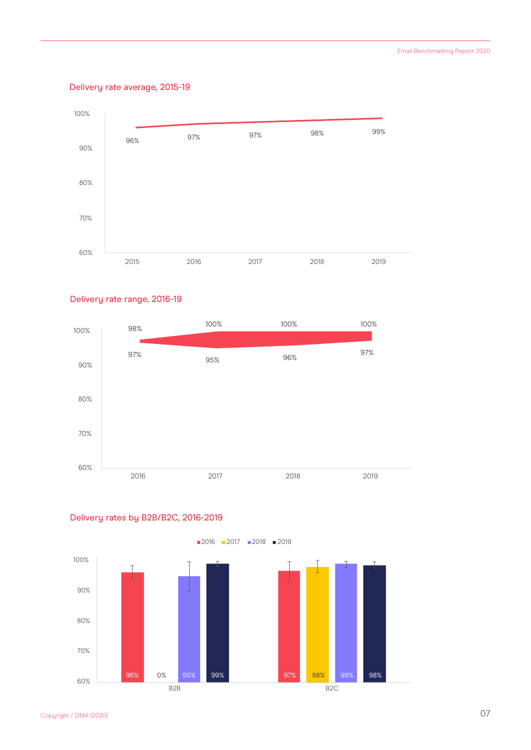## Delivery rate average, 2015-19

| Year | Delivery rate |
|---|---|
| 2015 | 96% |
| 2016 | 97% |
| 2017 | 97% |
| 2018 | 98% |
| 2019 | 99% |

## Delivery rate range, 2016-19

| Year | Upper | Lower |
|---|---|---|
| 2016 | 98% | 97% |
| 2017 | 100% | 95% |
| 2018 | 100% | 96% |
| 2019 | 100% | 97% |

## Delivery rates by B2B/B2C, 2016-2019

| | 2016 | 2017 | 2018 | 2019 |
|---|---|---|---|---|
| B2B | 96% | 0% | 95% | 99% |
| B2C | 97% | 98% | 99% | 98% |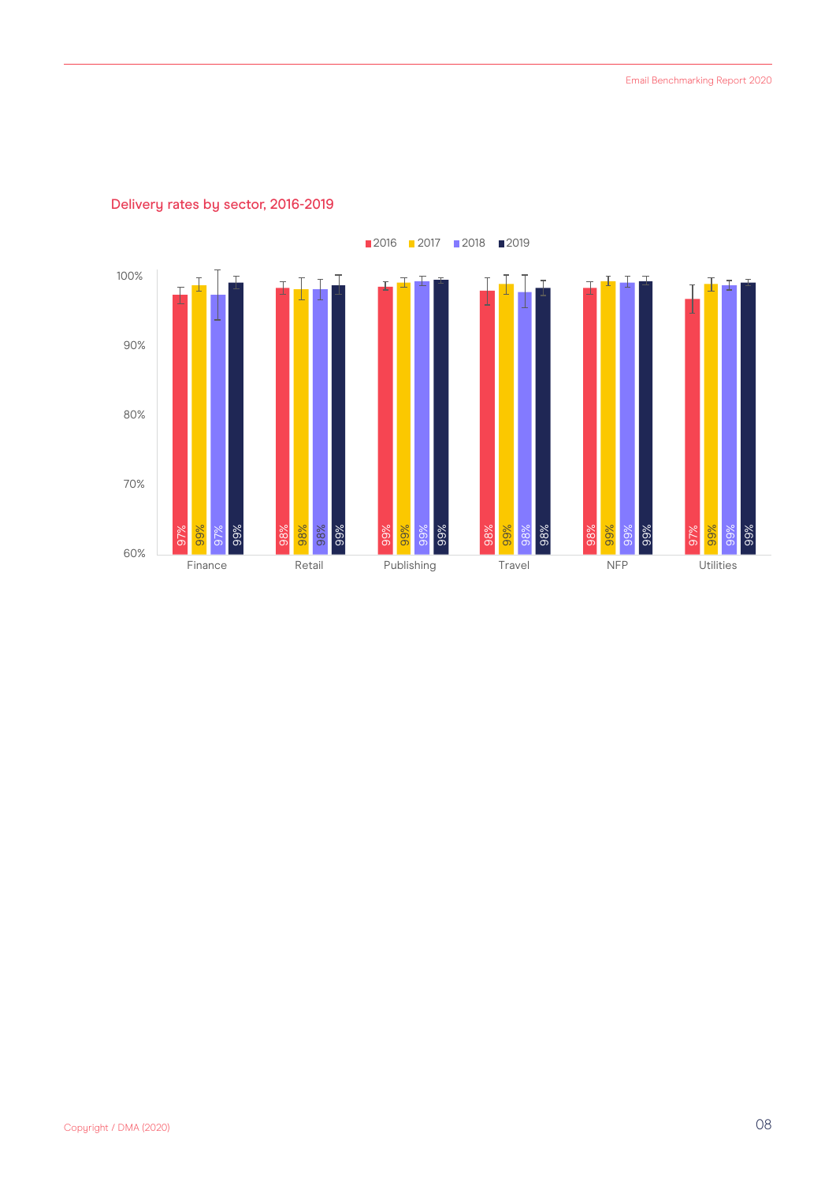Delivery rates by sector, 2016-2019

| Sector | 2016 | 2017 | 2018 | 2019 |
|---|---|---|---|---|
| Finance | 97% | 99% | 97% | 99% |
| Retail | 98% | 98% | 98% | 99% |
| Publishing | 99% | 99% | 99% | 99% |
| Travel | 98% | 99% | 98% | 98% |
| NFP | 98% | 99% | 99% | 99% |
| Utilities | 97% | 99% | 99% | 99% |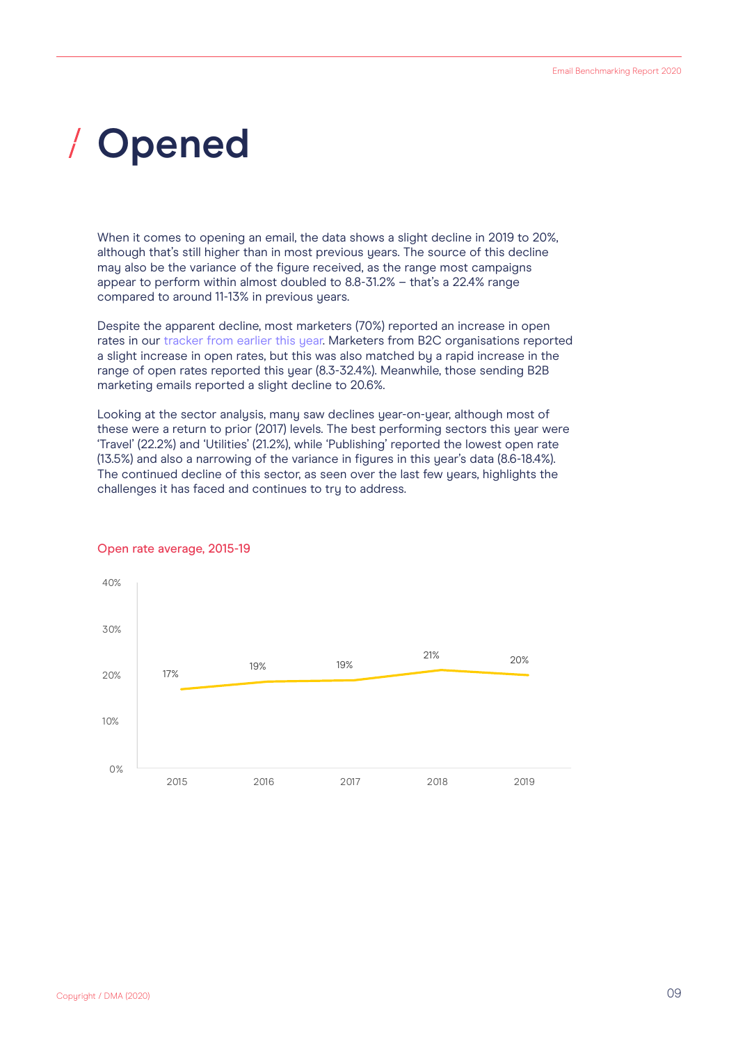// Opened

When it comes to opening an email, the data shows a slight decline in 2019 to 20%, although that's still higher than in most previous years. The source of this decline may also be the variance of the figure received, as the range most campaigns appear to perform within almost doubled to 8.8-31.2% – that's a 22.4% range compared to around 11-13% in previous years.

Despite the apparent decline, most marketers (70%) reported an increase in open rates in our tracker from earlier this year. Marketers from B2C organisations reported a slight increase in open rates, but this was also matched by a rapid increase in the range of open rates reported this year (8.3-32.4%). Meanwhile, those sending B2B marketing emails reported a slight decline to 20.6%.

Looking at the sector analysis, many saw declines year-on-year, although most of these were a return to prior (2017) levels. The best performing sectors this year were 'Travel' (22.2%) and 'Utilities' (21.2%), while 'Publishing' reported the lowest open rate (13.5%) and also a narrowing of the variance in figures in this year's data (8.6-18.4%). The continued decline of this sector, as seen over the last few years, highlights the challenges it has faced and continues to try to address.

Open rate average, 2015-19

| Year | Open rate |
| --- | --- |
| 2015 | 17% |
| 2016 | 19% |
| 2017 | 19% |
| 2018 | 21% |
| 2019 | 20% |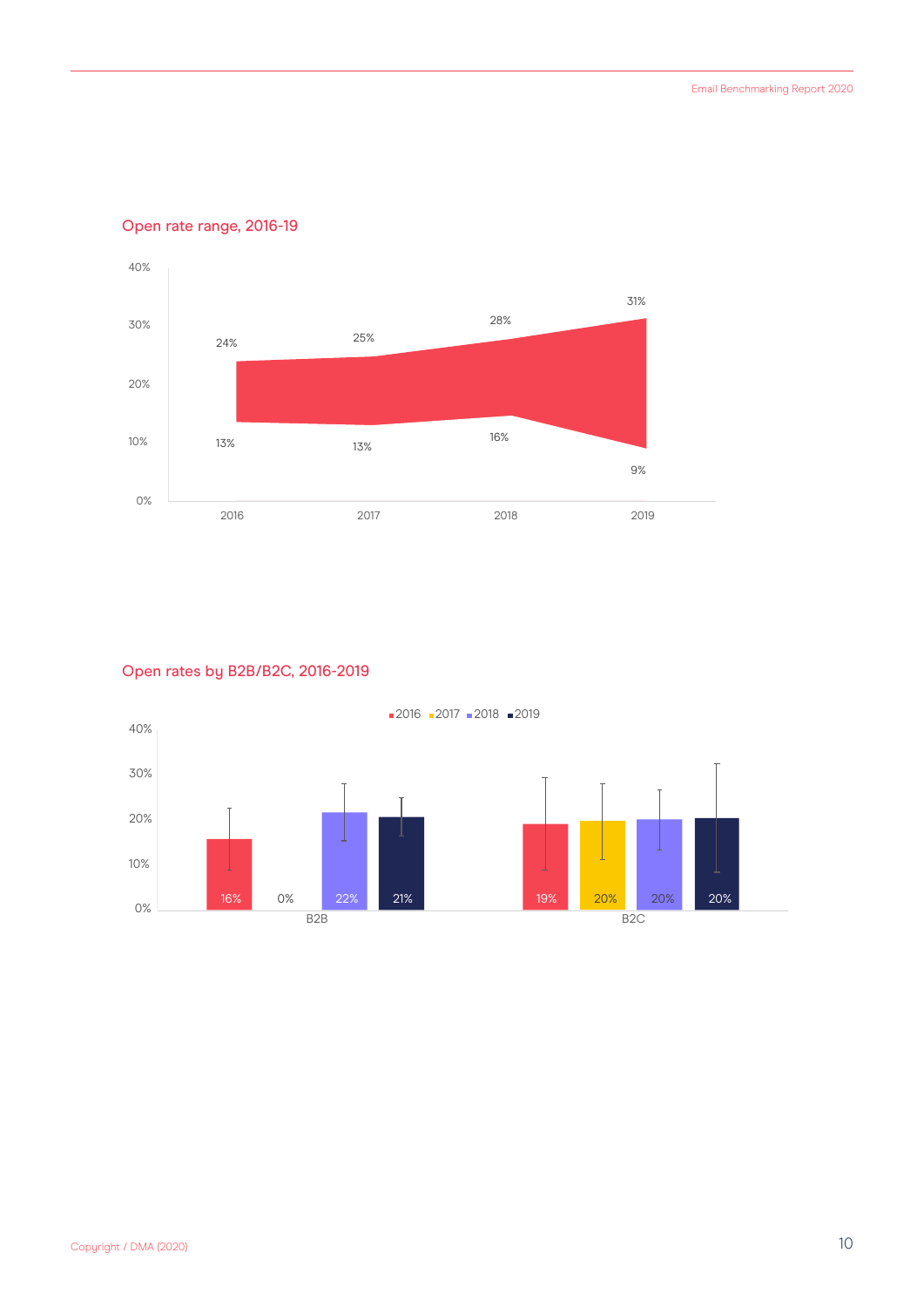Open rate range, 2016-19

| Year | Upper | Lower |
|---|---|---|
| 2016 | 24% | 13% |
| 2017 | 25% | 13% |
| 2018 | 28% | 16% |
| 2019 | 31% | 9% |

Open rates by B2B/B2C, 2016-2019

| | 2016 | 2017 | 2018 | 2019 |
|---|---|---|---|---|
| B2B | 16% | 0% | 22% | 21% |
| B2C | 19% | 20% | 20% | 20% |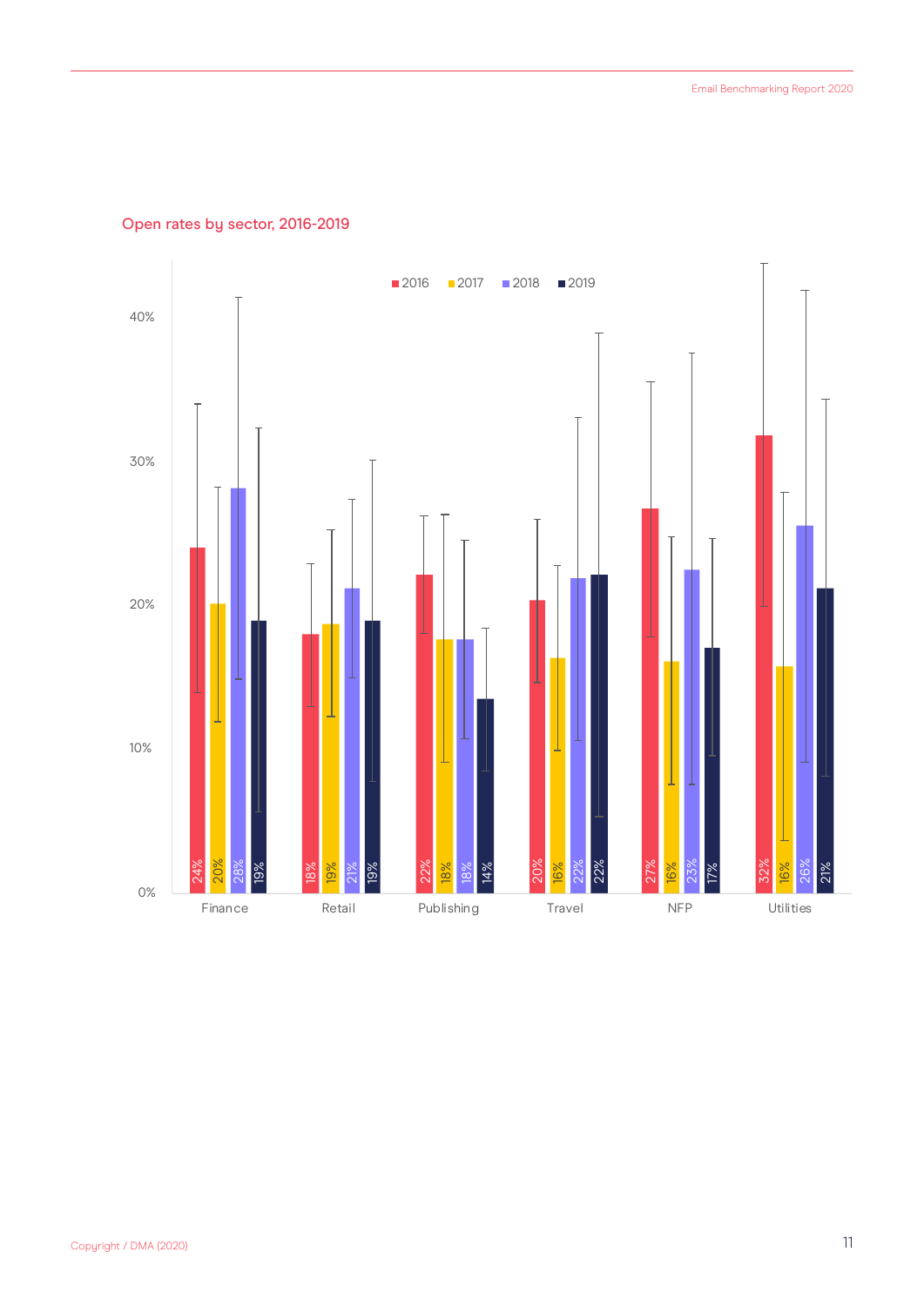Open rates by sector, 2016-2019

| Sector | 2016 | 2017 | 2018 | 2019 |
|---|---|---|---|---|
| Finance | 24% | 20% | 28% | 19% |
| Retail | 18% | 19% | 21% | 19% |
| Publishing | 22% | 18% | 18% | 14% |
| Travel | 20% | 16% | 22% | 22% |
| NFP | 27% | 16% | 23% | 17% |
| Utilities | 32% | 16% | 26% | 21% |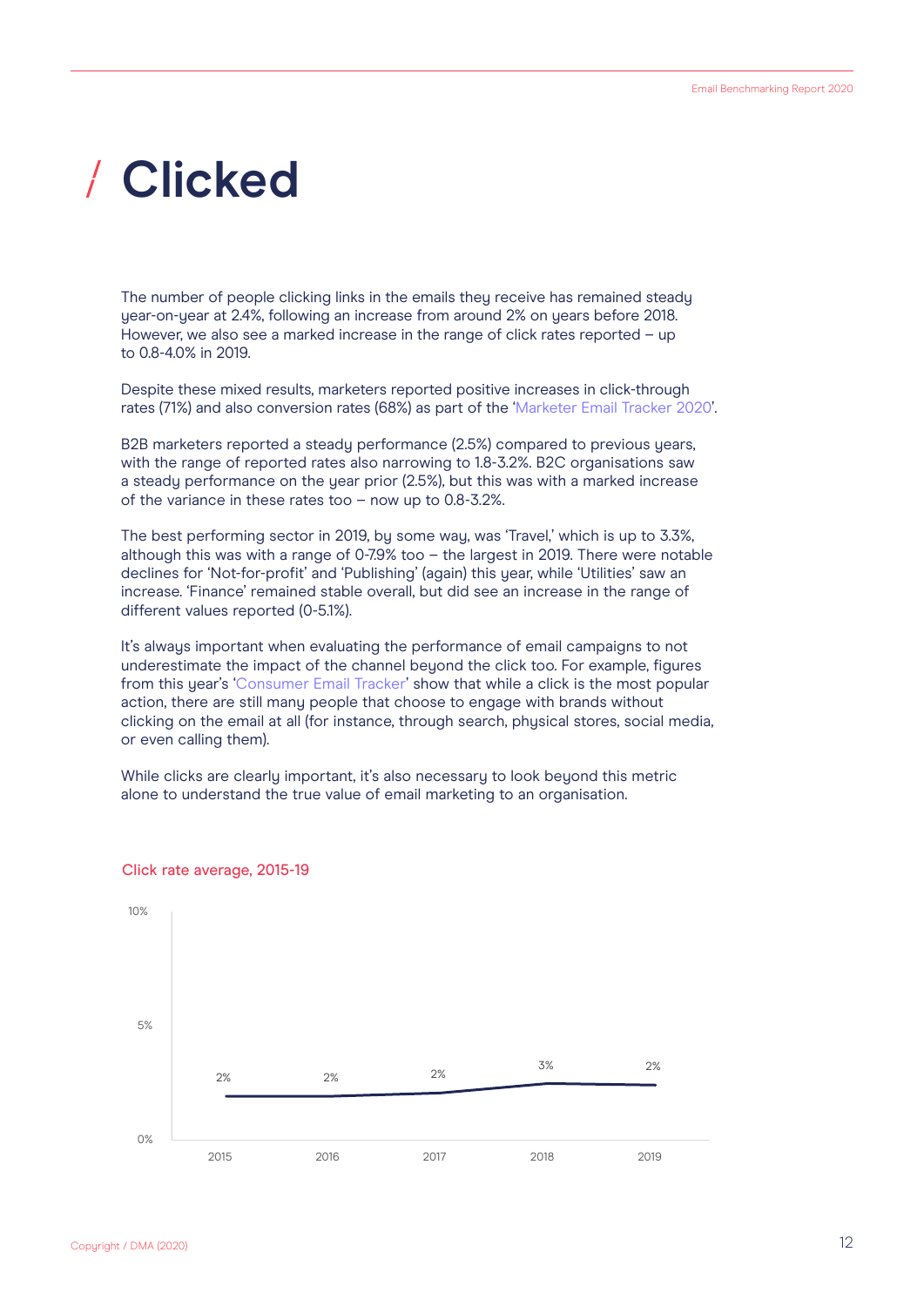# / Clicked

The number of people clicking links in the emails they receive has remained steady year-on-year at 2.4%, following an increase from around 2% on years before 2018. However, we also see a marked increase in the range of click rates reported – up to 0.8-4.0% in 2019.

Despite these mixed results, marketers reported positive increases in click-through rates (71%) and also conversion rates (68%) as part of the 'Marketer Email Tracker 2020'.

B2B marketers reported a steady performance (2.5%) compared to previous years, with the range of reported rates also narrowing to 1.8-3.2%. B2C organisations saw a steady performance on the year prior (2.5%), but this was with a marked increase of the variance in these rates too – now up to 0.8-3.2%.

The best performing sector in 2019, by some way, was 'Travel,' which is up to 3.3%, although this was with a range of 0-7.9% too – the largest in 2019. There were notable declines for 'Not-for-profit' and 'Publishing' (again) this year, while 'Utilities' saw an increase. 'Finance' remained stable overall, but did see an increase in the range of different values reported (0-5.1%).

It's always important when evaluating the performance of email campaigns to not underestimate the impact of the channel beyond the click too. For example, figures from this year's 'Consumer Email Tracker' show that while a click is the most popular action, there are still many people that choose to engage with brands without clicking on the email at all (for instance, through search, physical stores, social media, or even calling them).

While clicks are clearly important, it's also necessary to look beyond this metric alone to understand the true value of email marketing to an organisation.

Click rate average, 2015-19

| Year | Click rate average |
| --- | --- |
| 2015 | 2% |
| 2016 | 2% |
| 2017 | 2% |
| 2018 | 3% |
| 2019 | 2% |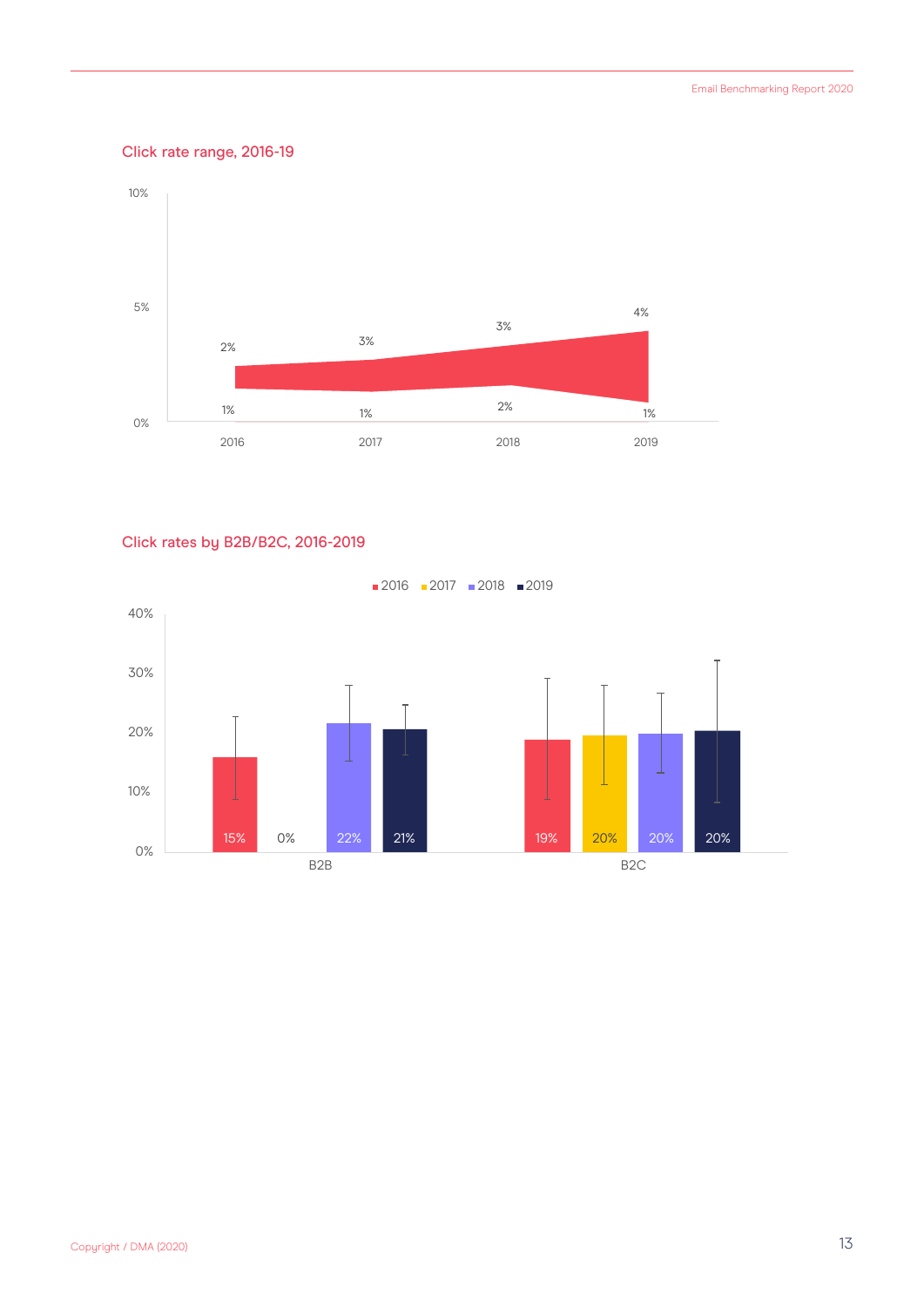## Click rate range, 2016-19

| | 2016 | 2017 | 2018 | 2019 |
|---|---|---|---|---|
| Upper | 2% | 3% | 3% | 4% |
| Lower | 1% | 1% | 2% | 1% |

## Click rates by B2B/B2C, 2016-2019

| | 2016 | 2017 | 2018 | 2019 |
|---|---|---|---|---|
| B2B | 15% | 0% | 22% | 21% |
| B2C | 19% | 20% | 20% | 20% |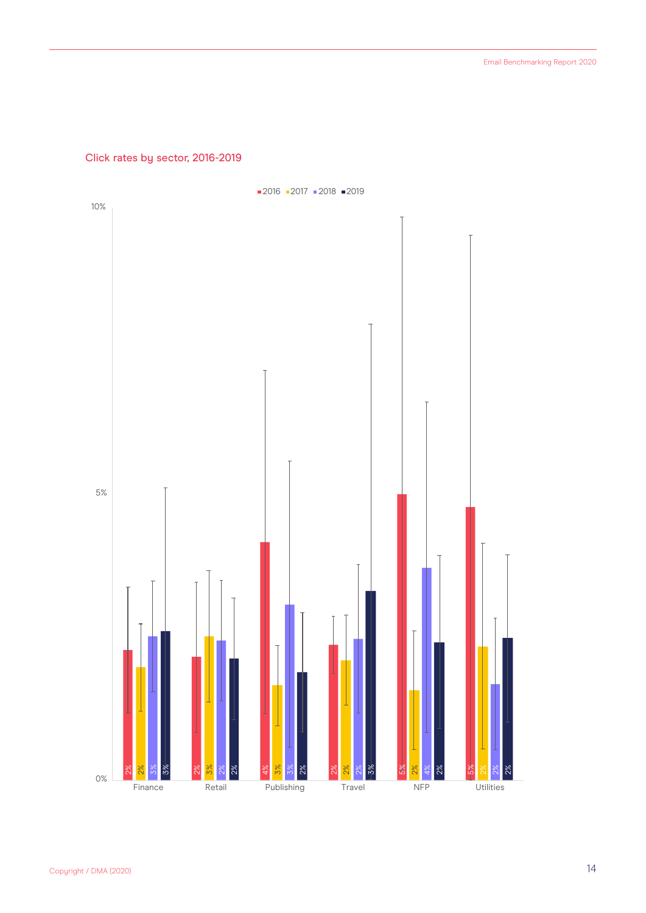## Click rates by sector, 2016-2019

| Sector | 2016 | 2017 | 2018 | 2019 |
| --- | --- | --- | --- | --- |
| Finance | 2% | 2% | 3% | 3% |
| Retail | 2% | 3% | 2% | 2% |
| Publishing | 4% | 3% | 3% | 2% |
| Travel | 2% | 2% | 2% | 3% |
| NFP | 5% | 2% | 4% | 2% |
| Utilities | 5% | 2% | 2% | 2% |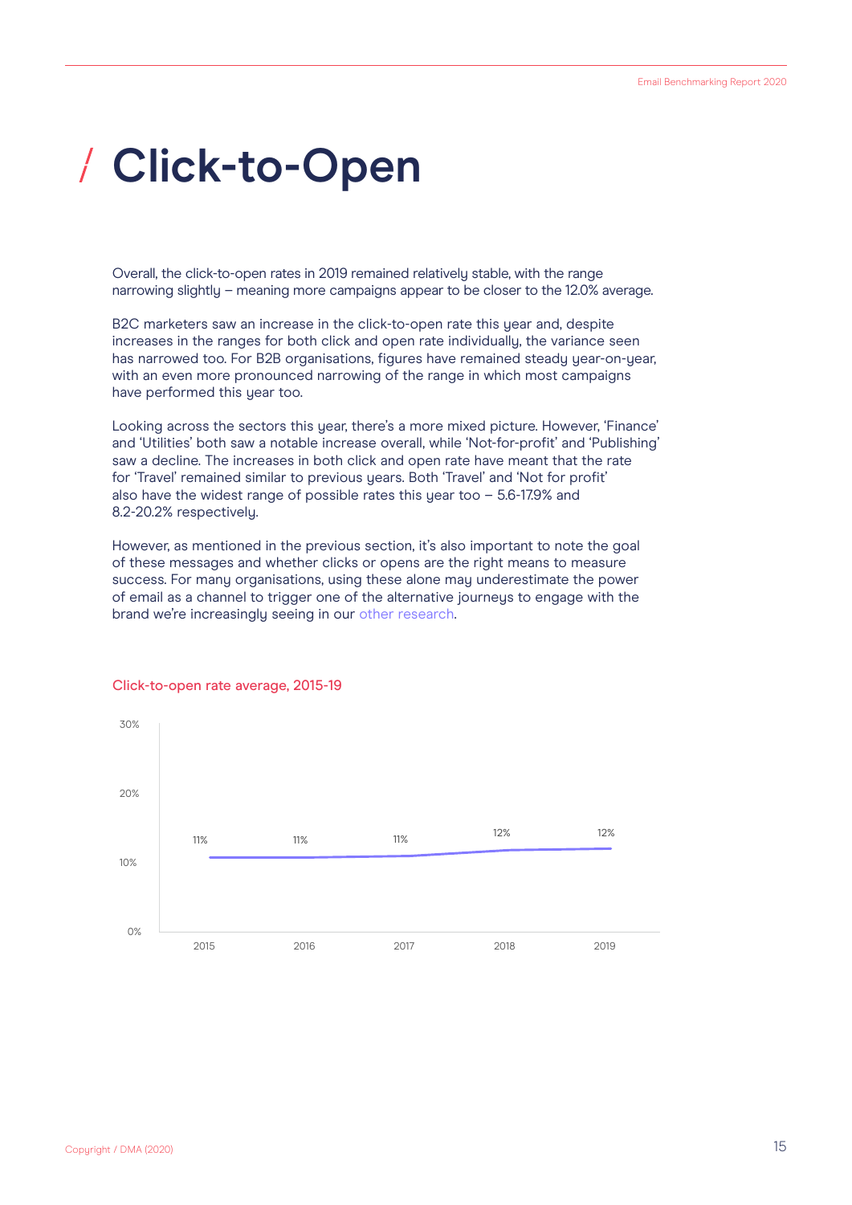# / Click-to-Open

Overall, the click-to-open rates in 2019 remained relatively stable, with the range narrowing slightly – meaning more campaigns appear to be closer to the 12.0% average.

B2C marketers saw an increase in the click-to-open rate this year and, despite increases in the ranges for both click and open rate individually, the variance seen has narrowed too. For B2B organisations, figures have remained steady year-on-year, with an even more pronounced narrowing of the range in which most campaigns have performed this year too.

Looking across the sectors this year, there's a more mixed picture. However, 'Finance' and 'Utilities' both saw a notable increase overall, while 'Not-for-profit' and 'Publishing' saw a decline. The increases in both click and open rate have meant that the rate for 'Travel' remained similar to previous years. Both 'Travel' and 'Not for profit' also have the widest range of possible rates this year too – 5.6-17.9% and 8.2-20.2% respectively.

However, as mentioned in the previous section, it's also important to note the goal of these messages and whether clicks or opens are the right means to measure success. For many organisations, using these alone may underestimate the power of email as a channel to trigger one of the alternative journeys to engage with the brand we're increasingly seeing in our other research.

Click-to-open rate average, 2015-19

| Year | Click-to-open rate |
|---|---|
| 2015 | 11% |
| 2016 | 11% |
| 2017 | 11% |
| 2018 | 12% |
| 2019 | 12% |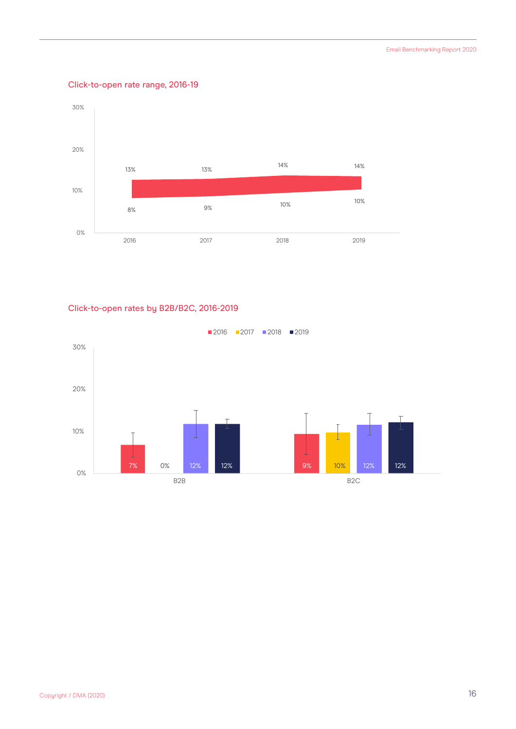### Click-to-open rate range, 2016-19

| Year | Upper | Lower |
|---|---|---|
| 2016 | 13% | 8% |
| 2017 | 13% | 9% |
| 2018 | 14% | 10% |
| 2019 | 14% | 10% |

### Click-to-open rates by B2B/B2C, 2016-2019

| | 2016 | 2017 | 2018 | 2019 |
|---|---|---|---|---|
| B2B | 7% | 0% | 12% | 12% |
| B2C | 9% | 10% | 12% | 12% |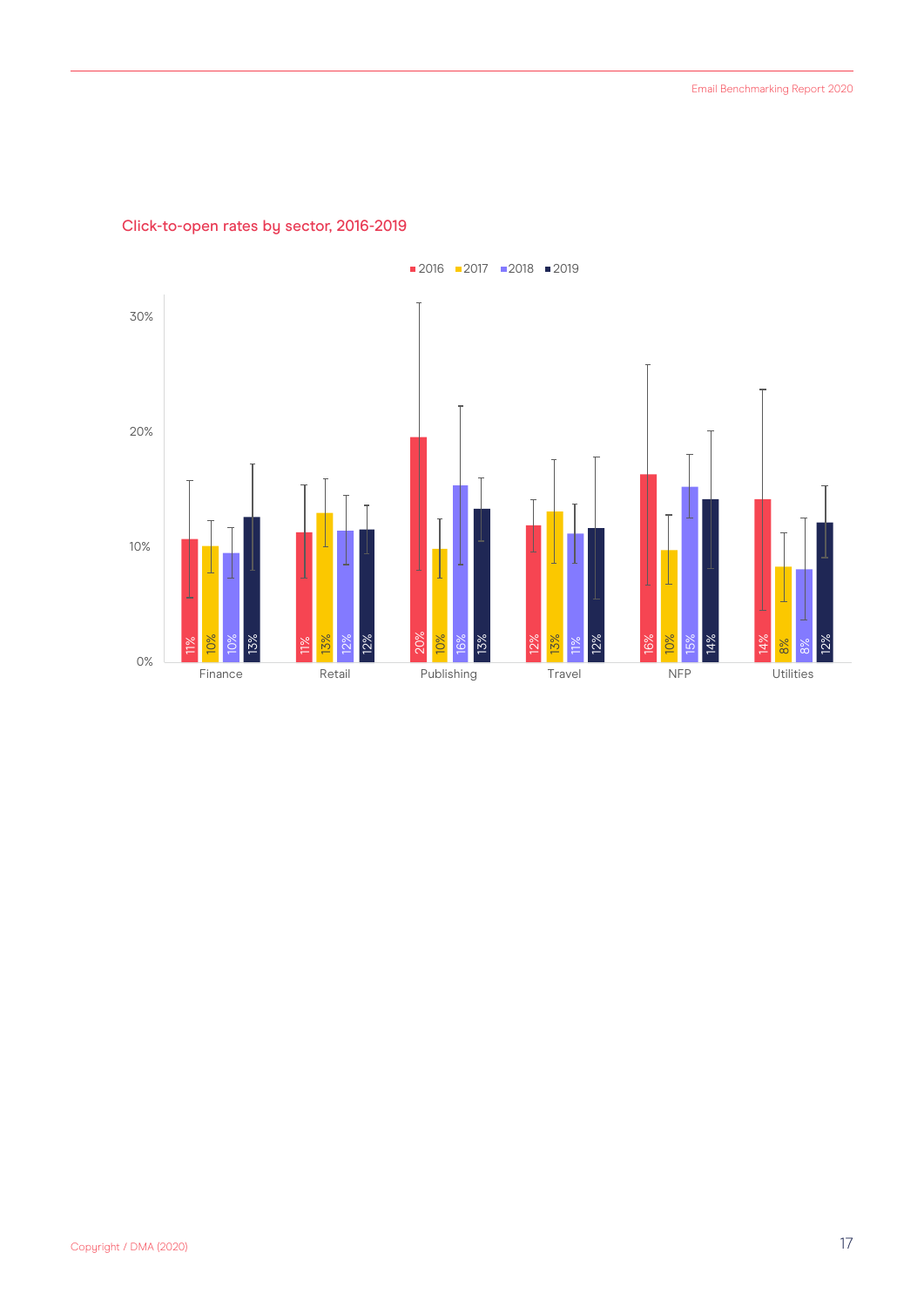## Click-to-open rates by sector, 2016-2019

| Sector | 2016 | 2017 | 2018 | 2019 |
|---|---|---|---|---|
| Finance | 11% | 10% | 10% | 13% |
| Retail | 11% | 13% | 12% | 12% |
| Publishing | 20% | 10% | 16% | 13% |
| Travel | 12% | 13% | 11% | 12% |
| NFP | 16% | 10% | 15% | 14% |
| Utilities | 14% | 8% | 8% | 12% |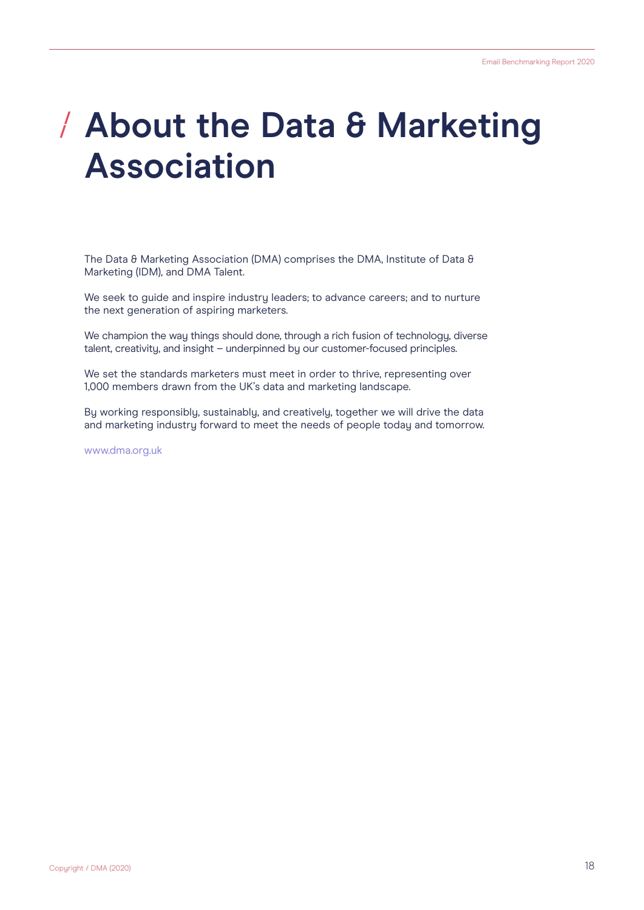# About the Data & Marketing Association

The Data & Marketing Association (DMA) comprises the DMA, Institute of Data & Marketing (IDM), and DMA Talent.

We seek to guide and inspire industry leaders; to advance careers; and to nurture the next generation of aspiring marketers.

We champion the way things should done, through a rich fusion of technology, diverse talent, creativity, and insight – underpinned by our customer-focused principles.

We set the standards marketers must meet in order to thrive, representing over 1,000 members drawn from the UK's data and marketing landscape.

By working responsibly, sustainably, and creatively, together we will drive the data and marketing industry forward to meet the needs of people today and tomorrow.

www.dma.org.uk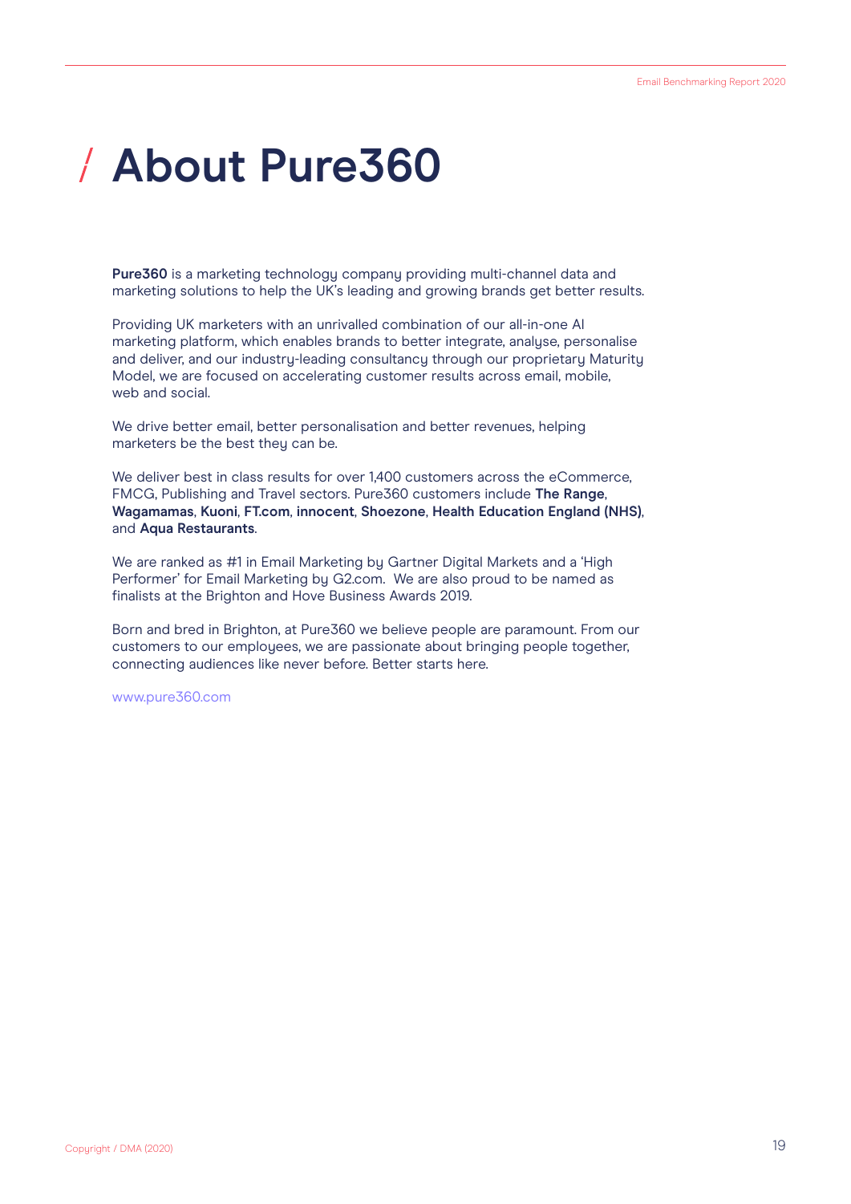# / About Pure360

**Pure360** is a marketing technology company providing multi-channel data and marketing solutions to help the UK's leading and growing brands get better results.

Providing UK marketers with an unrivalled combination of our all-in-one AI marketing platform, which enables brands to better integrate, analyse, personalise and deliver, and our industry-leading consultancy through our proprietary Maturity Model, we are focused on accelerating customer results across email, mobile, web and social.

We drive better email, better personalisation and better revenues, helping marketers be the best they can be.

We deliver best in class results for over 1,400 customers across the eCommerce, FMCG, Publishing and Travel sectors. Pure360 customers include **The Range**, **Wagamamas**, **Kuoni**, **FT.com**, **innocent**, **Shoezone**, **Health Education England (NHS)**, and **Aqua Restaurants**.

We are ranked as #1 in Email Marketing by Gartner Digital Markets and a 'High Performer' for Email Marketing by G2.com. We are also proud to be named as finalists at the Brighton and Hove Business Awards 2019.

Born and bred in Brighton, at Pure360 we believe people are paramount. From our customers to our employees, we are passionate about bringing people together, connecting audiences like never before. Better starts here.

www.pure360.com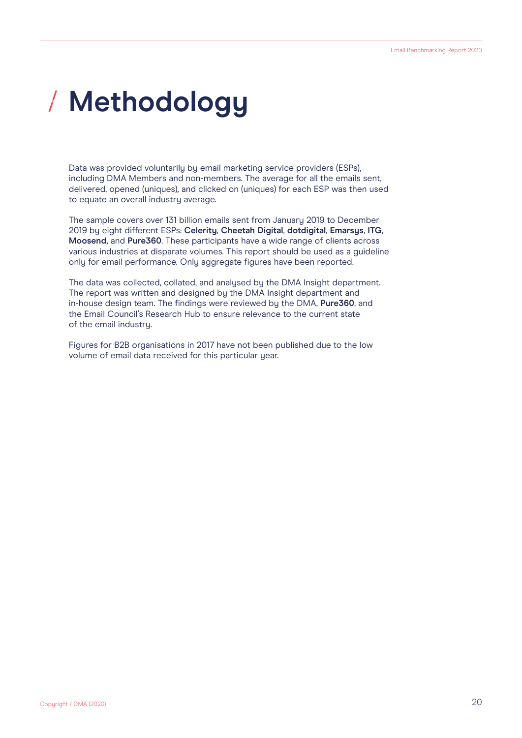# Methodology

Data was provided voluntarily by email marketing service providers (ESPs), including DMA Members and non-members. The average for all the emails sent, delivered, opened (uniques), and clicked on (uniques) for each ESP was then used to equate an overall industry average.

The sample covers over 131 billion emails sent from January 2019 to December 2019 by eight different ESPs: **Celerity**, **Cheetah Digital**, **dotdigital**, **Emarsys**, **ITG**, **Moosend**, and **Pure360**. These participants have a wide range of clients across various industries at disparate volumes. This report should be used as a guideline only for email performance. Only aggregate figures have been reported.

The data was collected, collated, and analysed by the DMA Insight department. The report was written and designed by the DMA Insight department and in-house design team. The findings were reviewed by the DMA, **Pure360**, and the Email Council's Research Hub to ensure relevance to the current state of the email industry.

Figures for B2B organisations in 2017 have not been published due to the low volume of email data received for this particular year.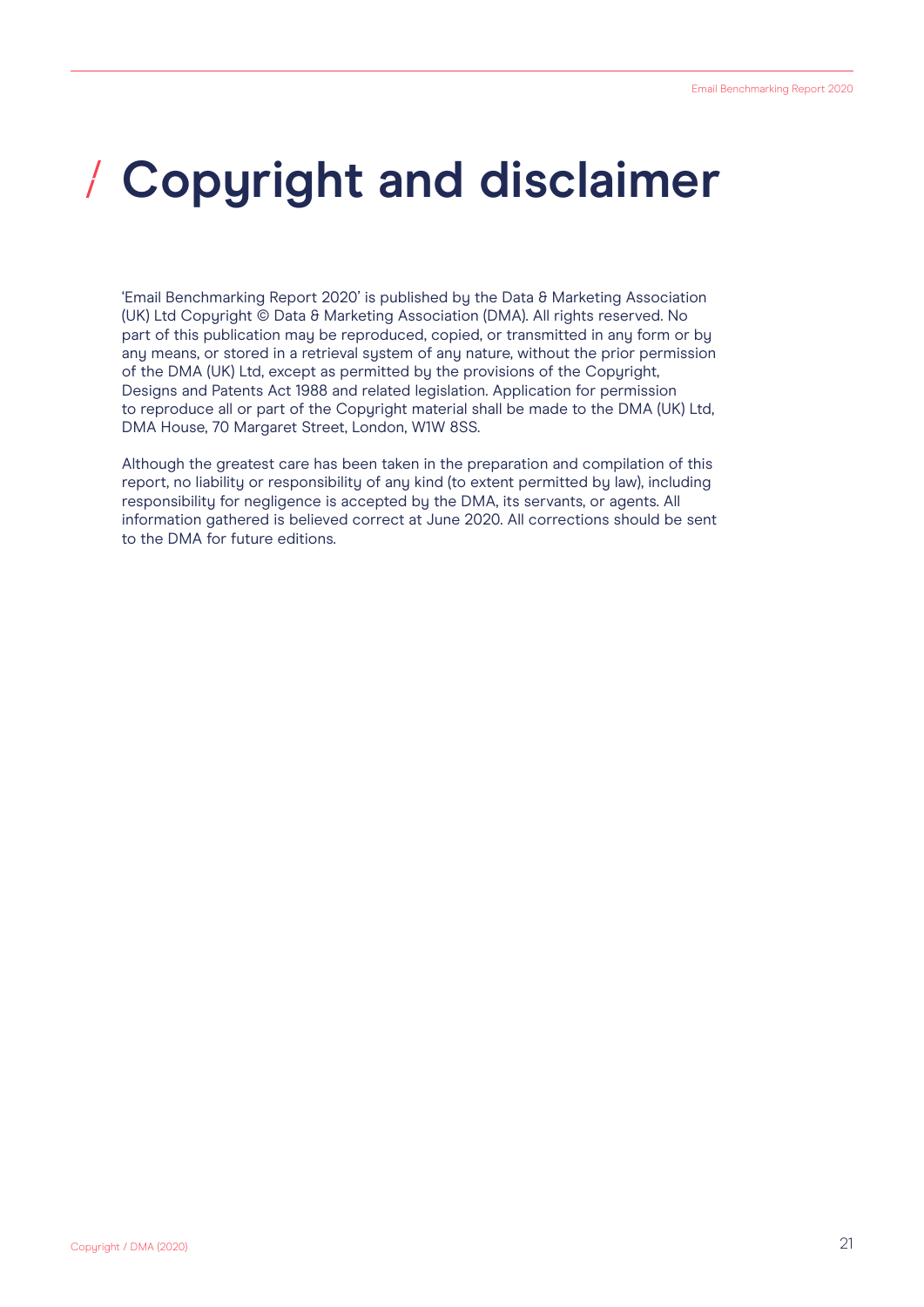# / Copyright and disclaimer

'Email Benchmarking Report 2020' is published by the Data & Marketing Association (UK) Ltd Copyright © Data & Marketing Association (DMA). All rights reserved. No part of this publication may be reproduced, copied, or transmitted in any form or by any means, or stored in a retrieval system of any nature, without the prior permission of the DMA (UK) Ltd, except as permitted by the provisions of the Copyright, Designs and Patents Act 1988 and related legislation. Application for permission to reproduce all or part of the Copyright material shall be made to the DMA (UK) Ltd, DMA House, 70 Margaret Street, London, W1W 8SS.

Although the greatest care has been taken in the preparation and compilation of this report, no liability or responsibility of any kind (to extent permitted by law), including responsibility for negligence is accepted by the DMA, its servants, or agents. All information gathered is believed correct at June 2020. All corrections should be sent to the DMA for future editions.